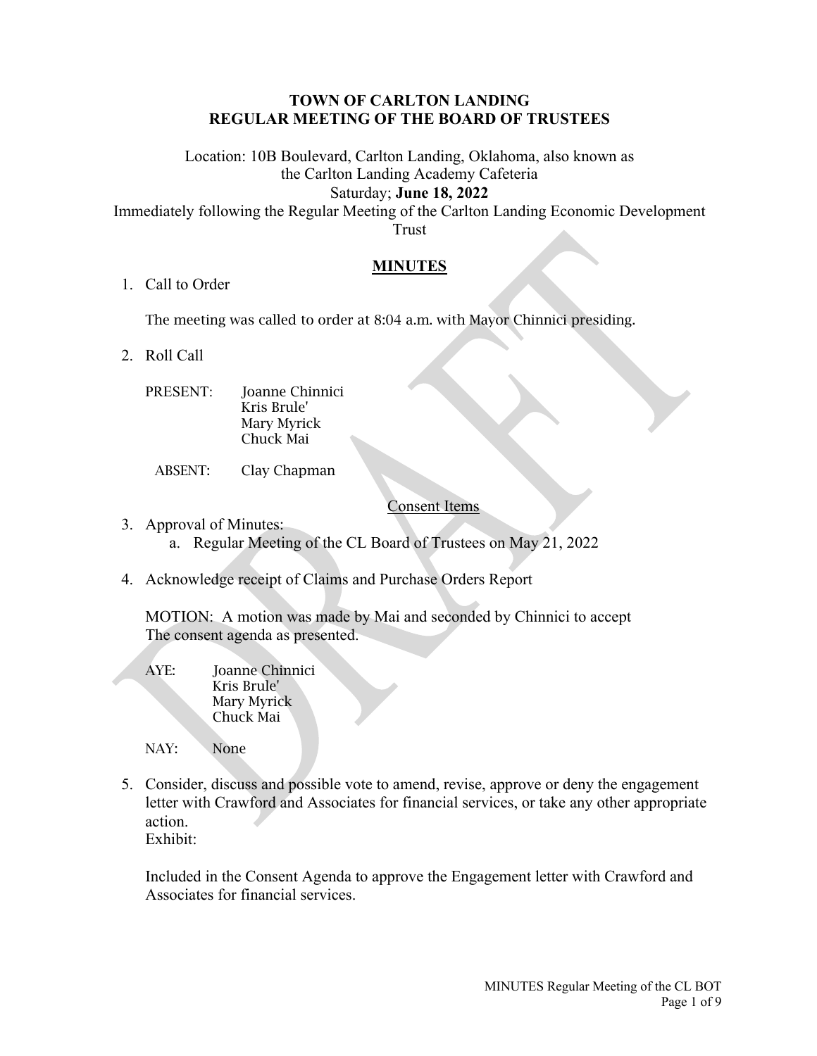# TOWN OF CARLTON LANDING
# REGULAR MEETING OF THE BOARD OF TRUSTEES

Location: 10B Boulevard, Carlton Landing, Oklahoma, also known as the Carlton Landing Academy Cafeteria
Saturday; **June 18, 2022**
Immediately following the Regular Meeting of the Carlton Landing Economic Development Trust

## MINUTES

1. Call to Order

   The meeting was called to order at 8:04 a.m. with Mayor Chinnici presiding.

2. Roll Call

   PRESENT: Joanne Chinnici
   Kris Brule'
   Mary Myrick
   Chuck Mai

   ABSENT: Clay Chapman

Consent Items

3. Approval of Minutes:
   a. Regular Meeting of the CL Board of Trustees on May 21, 2022

4. Acknowledge receipt of Claims and Purchase Orders Report

   MOTION: A motion was made by Mai and seconded by Chinnici to accept The consent agenda as presented.

   AYE: Joanne Chinnici
   Kris Brule'
   Mary Myrick
   Chuck Mai

   NAY: None

5. Consider, discuss and possible vote to amend, revise, approve or deny the engagement letter with Crawford and Associates for financial services, or take any other appropriate action.
   Exhibit:

   Included in the Consent Agenda to approve the Engagement letter with Crawford and Associates for financial services.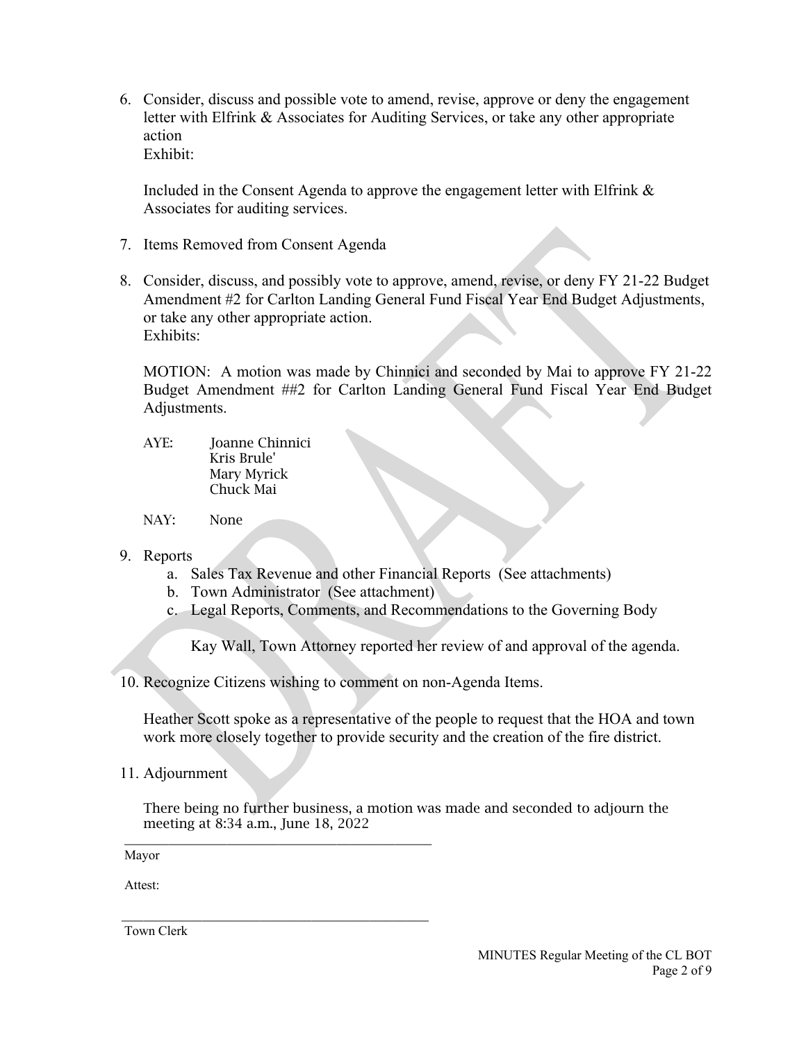6. Consider, discuss and possible vote to amend, revise, approve or deny the engagement letter with Elfrink & Associates for Auditing Services, or take any other appropriate action
   Exhibit:

   Included in the Consent Agenda to approve the engagement letter with Elfrink & Associates for auditing services.

7. Items Removed from Consent Agenda

8. Consider, discuss, and possibly vote to approve, amend, revise, or deny FY 21-22 Budget Amendment #2 for Carlton Landing General Fund Fiscal Year End Budget Adjustments, or take any other appropriate action.
   Exhibits:

   MOTION: A motion was made by Chinnici and seconded by Mai to approve FY 21-22 Budget Amendment ##2 for Carlton Landing General Fund Fiscal Year End Budget Adjustments.

   AYE: Joanne Chinnici
   Kris Brule'
   Mary Myrick
   Chuck Mai

   NAY: None

9. Reports
   a. Sales Tax Revenue and other Financial Reports (See attachments)
   b. Town Administrator (See attachment)
   c. Legal Reports, Comments, and Recommendations to the Governing Body

      Kay Wall, Town Attorney reported her review of and approval of the agenda.

10. Recognize Citizens wishing to comment on non-Agenda Items.

    Heather Scott spoke as a representative of the people to request that the HOA and town work more closely together to provide security and the creation of the fire district.

11. Adjournment

    There being no further business, a motion was made and seconded to adjourn the meeting at 8:34 a.m., June 18, 2022

_____________________________________________
Mayor

Attest:

_____________________________________________
Town Clerk

MINUTES Regular Meeting of the CL BOT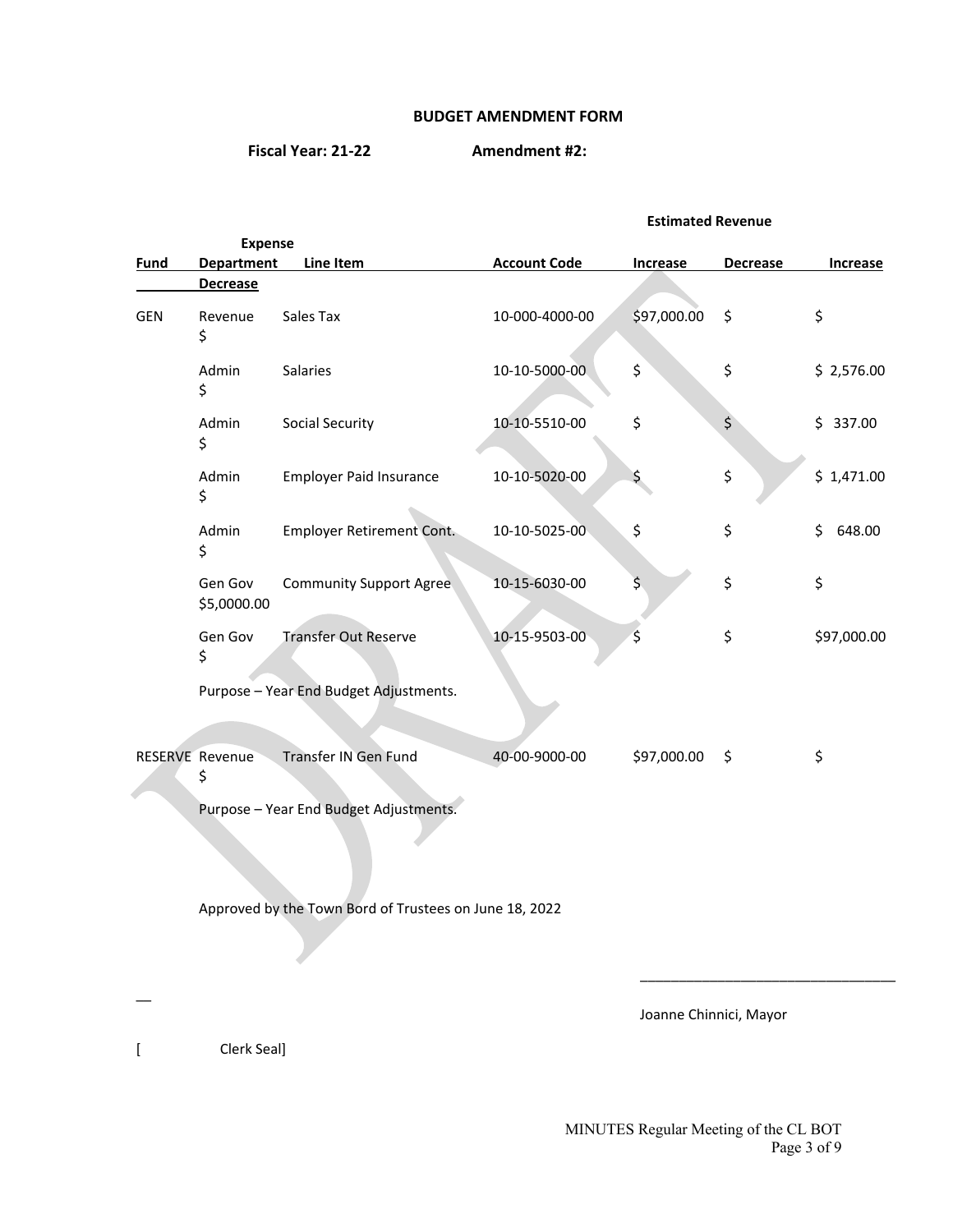**BUDGET AMENDMENT FORM**

**Fiscal Year: 21-22** **Amendment #2:**

| Fund | Expense Department | Line Item | Account Code | Estimated Revenue Increase | Estimated Revenue Decrease | Increase | Decrease |
|---|---|---|---|---|---|---|---|
| GEN | Revenue | Sales Tax | 10-000-4000-00 | $97,000.00 | $ | $ | $ |
| | Admin | Salaries | 10-10-5000-00 | $ | $ | $ 2,576.00 | $ |
| | Admin | Social Security | 10-10-5510-00 | $ | $ | $ 337.00 | $ |
| | Admin | Employer Paid Insurance | 10-10-5020-00 | $ | $ | $ 1,471.00 | $ |
| | Admin | Employer Retirement Cont. | 10-10-5025-00 | $ | $ | $ 648.00 | $ |
| | Gen Gov | Community Support Agree | 10-15-6030-00 | $ | $ | $ | $5,0000.00 |
| | Gen Gov | Transfer Out Reserve | 10-15-9503-00 | $ | $ | $97,000.00 | $ |

Purpose – Year End Budget Adjustments.

| Fund | Expense Department | Line Item | Account Code | Estimated Revenue Increase | Estimated Revenue Decrease | Increase | Decrease |
|---|---|---|---|---|---|---|---|
| RESERVE | Revenue | Transfer IN Gen Fund | 40-00-9000-00 | $97,000.00 | $ | $ | $ |

Purpose – Year End Budget Adjustments.

Approved by the Town Bord of Trustees on June 18, 2022

\_\_\_\_\_\_\_\_\_\_\_\_\_\_\_\_\_\_\_\_\_\_\_\_\_\_\_\_\_\_\_\_

Joanne Chinnici, Mayor

[ Clerk Seal]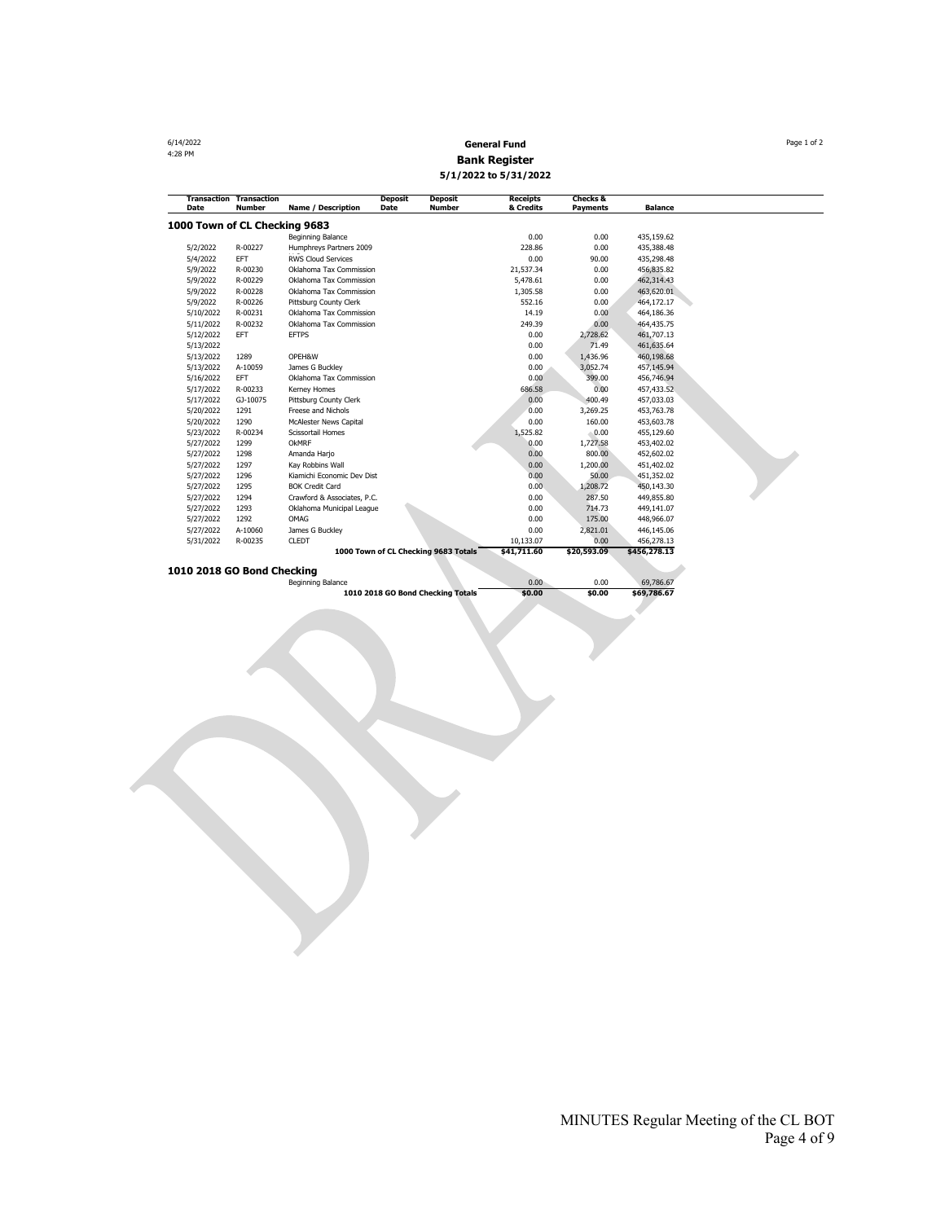6/14/2022
4:28 PM

## General Fund
## Bank Register
### 5/1/2022 to 5/31/2022

| Transaction Date | Transaction Number | Name / Description | Deposit Date | Deposit Number | Receipts & Credits | Checks & Payments | Balance |
|---|---|---|---|---|---|---|---|
| **1000 Town of CL Checking 9683** | | | | | | | |
| | | Beginning Balance | | | 0.00 | 0.00 | 435,159.62 |
| 5/2/2022 | R-00227 | Humphreys Partners 2009 | | | 228.86 | 0.00 | 435,388.48 |
| 5/4/2022 | EFT | RWS Cloud Services | | | 0.00 | 90.00 | 435,298.48 |
| 5/9/2022 | R-00230 | Oklahoma Tax Commission | | | 21,537.34 | 0.00 | 456,835.82 |
| 5/9/2022 | R-00229 | Oklahoma Tax Commission | | | 5,478.61 | 0.00 | 462,314.43 |
| 5/9/2022 | R-00228 | Oklahoma Tax Commission | | | 1,305.58 | 0.00 | 463,620.01 |
| 5/9/2022 | R-00226 | Pittsburg County Clerk | | | 552.16 | 0.00 | 464,172.17 |
| 5/10/2022 | R-00231 | Oklahoma Tax Commission | | | 14.19 | 0.00 | 464,186.36 |
| 5/11/2022 | R-00232 | Oklahoma Tax Commission | | | 249.39 | 0.00 | 464,435.75 |
| 5/12/2022 | EFT | EFTPS | | | 0.00 | 2,728.62 | 461,707.13 |
| 5/13/2022 | | | | | 0.00 | 71.49 | 461,635.64 |
| 5/13/2022 | 1289 | OPEH&W | | | 0.00 | 1,436.96 | 460,198.68 |
| 5/13/2022 | A-10059 | James G Buckley | | | 0.00 | 3,052.74 | 457,145.94 |
| 5/16/2022 | EFT | Oklahoma Tax Commission | | | 0.00 | 399.00 | 456,746.94 |
| 5/17/2022 | R-00233 | Kerney Homes | | | 686.58 | 0.00 | 457,433.52 |
| 5/17/2022 | GJ-10075 | Pittsburg County Clerk | | | 0.00 | 400.49 | 457,033.03 |
| 5/20/2022 | 1291 | Freese and Nichols | | | 0.00 | 3,269.25 | 453,763.78 |
| 5/20/2022 | 1290 | McAlester News Capital | | | 0.00 | 160.00 | 453,603.78 |
| 5/23/2022 | R-00234 | Scissortail Homes | | | 1,525.82 | 0.00 | 455,129.60 |
| 5/27/2022 | 1299 | OkMRF | | | 0.00 | 1,727.58 | 453,402.02 |
| 5/27/2022 | 1298 | Amanda Harjo | | | 0.00 | 800.00 | 452,602.02 |
| 5/27/2022 | 1297 | Kay Robbins Wall | | | 0.00 | 1,200.00 | 451,402.02 |
| 5/27/2022 | 1296 | Kiamichi Economic Dev Dist | | | 0.00 | 50.00 | 451,352.02 |
| 5/27/2022 | 1295 | BOK Credit Card | | | 0.00 | 1,208.72 | 450,143.30 |
| 5/27/2022 | 1294 | Crawford & Associates, P.C. | | | 0.00 | 287.50 | 449,855.80 |
| 5/27/2022 | 1293 | Oklahoma Municipal League | | | 0.00 | 714.73 | 449,141.07 |
| 5/27/2022 | 1292 | OMAG | | | 0.00 | 175.00 | 448,966.07 |
| 5/27/2022 | A-10060 | James G Buckley | | | 0.00 | 2,821.01 | 446,145.06 |
| 5/31/2022 | R-00235 | CLEDT | | | 10,133.07 | 0.00 | 456,278.13 |
| | | **1000 Town of CL Checking 9683 Totals** | | | **$41,711.60** | **$20,593.09** | **$456,278.13** |
| **1010 2018 GO Bond Checking** | | | | | | | |
| | | Beginning Balance | | | 0.00 | 0.00 | 69,786.67 |
| | | **1010 2018 GO Bond Checking Totals** | | | **$0.00** | **$0.00** | **$69,786.67** |

DRAFT

MINUTES Regular Meeting of the CL BOT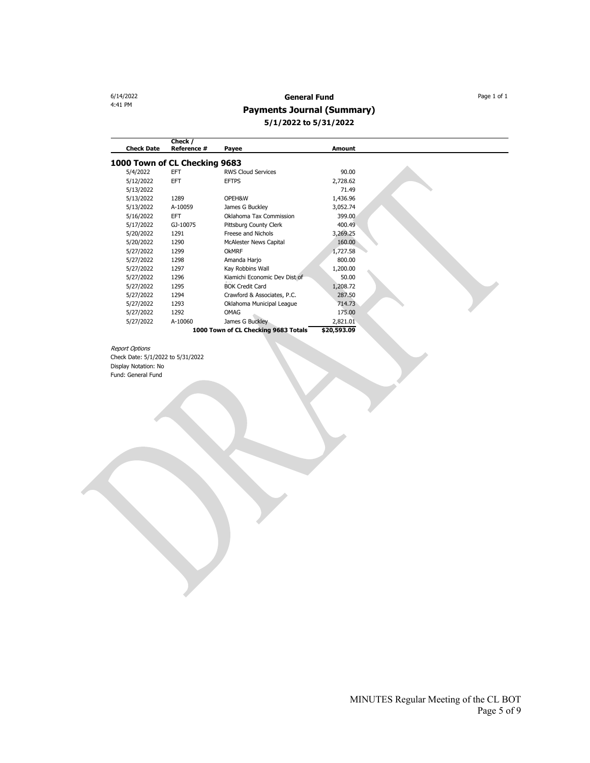6/14/2022
4:41 PM

# General Fund
## Payments Journal (Summary)
### 5/1/2022 to 5/31/2022

| Check Date | Check / Reference # | Payee | Amount |
|---|---|---|---|
| **1000 Town of CL Checking 9683** | | | |
| 5/4/2022 | EFT | RWS Cloud Services | 90.00 |
| 5/12/2022 | EFT | EFTPS | 2,728.62 |
| 5/13/2022 | | | 71.49 |
| 5/13/2022 | 1289 | OPEH&W | 1,436.96 |
| 5/13/2022 | A-10059 | James G Buckley | 3,052.74 |
| 5/16/2022 | EFT | Oklahoma Tax Commission | 399.00 |
| 5/17/2022 | GJ-10075 | Pittsburg County Clerk | 400.49 |
| 5/20/2022 | 1291 | Freese and Nichols | 3,269.25 |
| 5/20/2022 | 1290 | McAlester News Capital | 160.00 |
| 5/27/2022 | 1299 | OkMRF | 1,727.58 |
| 5/27/2022 | 1298 | Amanda Harjo | 800.00 |
| 5/27/2022 | 1297 | Kay Robbins Wall | 1,200.00 |
| 5/27/2022 | 1296 | Kiamichi Economic Dev Dist of | 50.00 |
| 5/27/2022 | 1295 | BOK Credit Card | 1,208.72 |
| 5/27/2022 | 1294 | Crawford & Associates, P.C. | 287.50 |
| 5/27/2022 | 1293 | Oklahoma Municipal League | 714.73 |
| 5/27/2022 | 1292 | OMAG | 175.00 |
| 5/27/2022 | A-10060 | James G Buckley | 2,821.01 |
| | | **1000 Town of CL Checking 9683 Totals** | **$20,593.09** |

*Report Options*
Check Date: 5/1/2022 to 5/31/2022
Display Notation: No
Fund: General Fund

MINUTES Regular Meeting of the CL BOT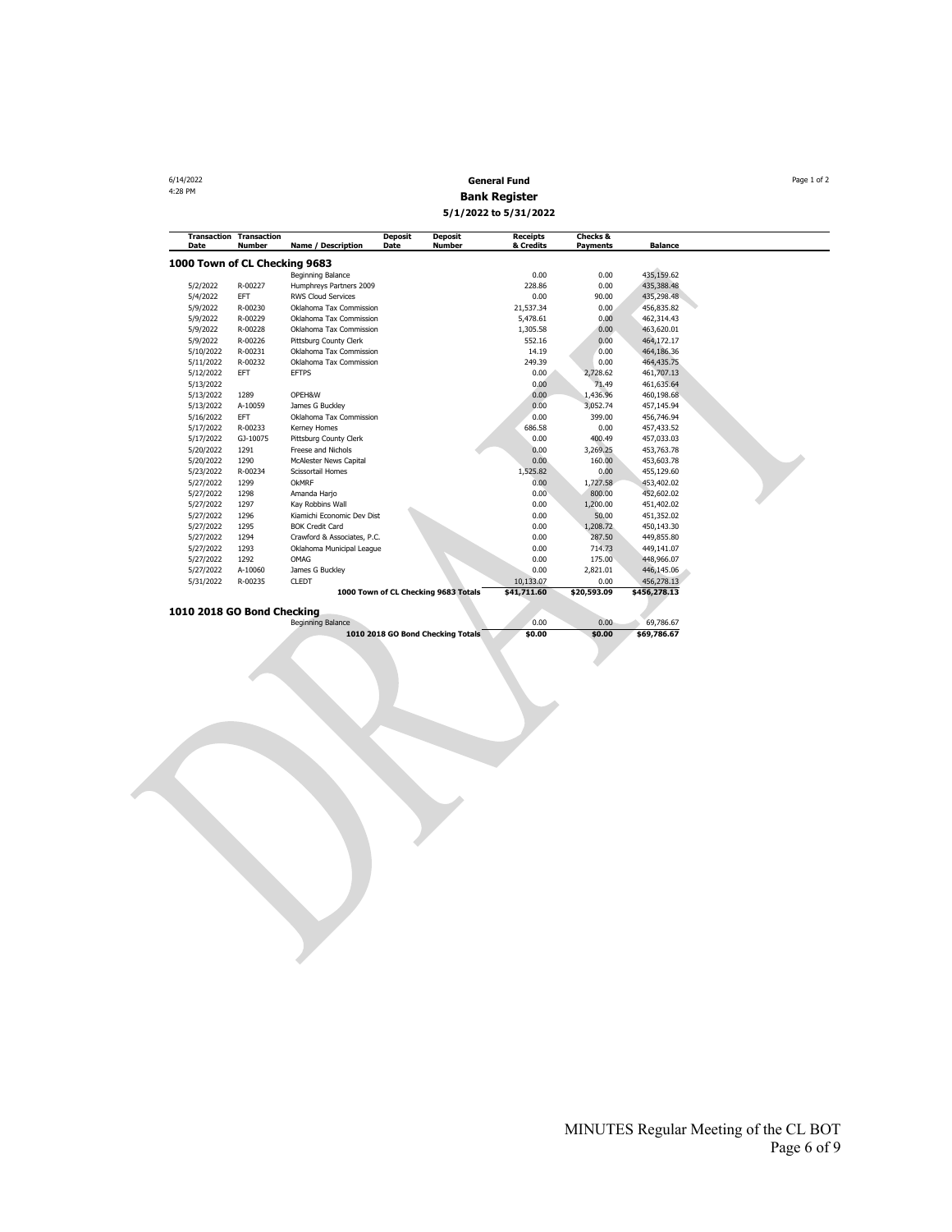6/14/2022
4:28 PM

**General Fund**
**Bank Register**
**5/1/2022 to 5/31/2022**

| Transaction Date | Transaction Number | Name / Description | Deposit Date | Deposit Number | Receipts & Credits | Checks & Payments | Balance |
|---|---|---|---|---|---|---|---|
| **1000 Town of CL Checking 9683** | | | | | | | |
| | | Beginning Balance | | | 0.00 | 0.00 | 435,159.62 |
| 5/2/2022 | R-00227 | Humphreys Partners 2009 | | | 228.86 | 0.00 | 435,388.48 |
| 5/4/2022 | EFT | RWS Cloud Services | | | 0.00 | 90.00 | 435,298.48 |
| 5/9/2022 | R-00230 | Oklahoma Tax Commission | | | 21,537.34 | 0.00 | 456,835.82 |
| 5/9/2022 | R-00229 | Oklahoma Tax Commission | | | 5,478.61 | 0.00 | 462,314.43 |
| 5/9/2022 | R-00228 | Oklahoma Tax Commission | | | 1,305.58 | 0.00 | 463,620.01 |
| 5/9/2022 | R-00226 | Pittsburg County Clerk | | | 552.16 | 0.00 | 464,172.17 |
| 5/10/2022 | R-00231 | Oklahoma Tax Commission | | | 14.19 | 0.00 | 464,186.36 |
| 5/11/2022 | R-00232 | Oklahoma Tax Commission | | | 249.39 | 0.00 | 464,435.75 |
| 5/12/2022 | EFT | EFTPS | | | 0.00 | 2,728.62 | 461,707.13 |
| 5/13/2022 | | | | | 0.00 | 71.49 | 461,635.64 |
| 5/13/2022 | 1289 | OPEH&W | | | 0.00 | 1,436.96 | 460,198.68 |
| 5/13/2022 | A-10059 | James G Buckley | | | 0.00 | 3,052.74 | 457,145.94 |
| 5/16/2022 | EFT | Oklahoma Tax Commission | | | 0.00 | 399.00 | 456,746.94 |
| 5/17/2022 | R-00233 | Kerney Homes | | | 686.58 | 0.00 | 457,433.52 |
| 5/17/2022 | GJ-10075 | Pittsburg County Clerk | | | 0.00 | 400.49 | 457,033.03 |
| 5/20/2022 | 1291 | Freese and Nichols | | | 0.00 | 3,269.25 | 453,763.78 |
| 5/20/2022 | 1290 | McAlester News Capital | | | 0.00 | 160.00 | 453,603.78 |
| 5/23/2022 | R-00234 | Scissortail Homes | | | 1,525.82 | 0.00 | 455,129.60 |
| 5/27/2022 | 1299 | OkMRF | | | 0.00 | 1,727.58 | 453,402.02 |
| 5/27/2022 | 1298 | Amanda Harjo | | | 0.00 | 800.00 | 452,602.02 |
| 5/27/2022 | 1297 | Kay Robbins Wall | | | 0.00 | 1,200.00 | 451,402.02 |
| 5/27/2022 | 1296 | Kiamichi Economic Dev Dist | | | 0.00 | 50.00 | 451,352.02 |
| 5/27/2022 | 1295 | BOK Credit Card | | | 0.00 | 1,208.72 | 450,143.30 |
| 5/27/2022 | 1294 | Crawford & Associates, P.C. | | | 0.00 | 287.50 | 449,855.80 |
| 5/27/2022 | 1293 | Oklahoma Municipal League | | | 0.00 | 714.73 | 449,141.07 |
| 5/27/2022 | 1292 | OMAG | | | 0.00 | 175.00 | 448,966.07 |
| 5/27/2022 | A-10060 | James G Buckley | | | 0.00 | 2,821.01 | 446,145.06 |
| 5/31/2022 | R-00235 | CLEDT | | | 10,133.07 | 0.00 | 456,278.13 |
| | | | | **1000 Town of CL Checking 9683 Totals** | **$41,711.60** | **$20,593.09** | **$456,278.13** |
| **1010 2018 GO Bond Checking** | | | | | | | |
| | | Beginning Balance | | | 0.00 | 0.00 | 69,786.67 |
| | | | | **1010 2018 GO Bond Checking Totals** | **$0.00** | **$0.00** | **$69,786.67** |

MINUTES Regular Meeting of the CL BOT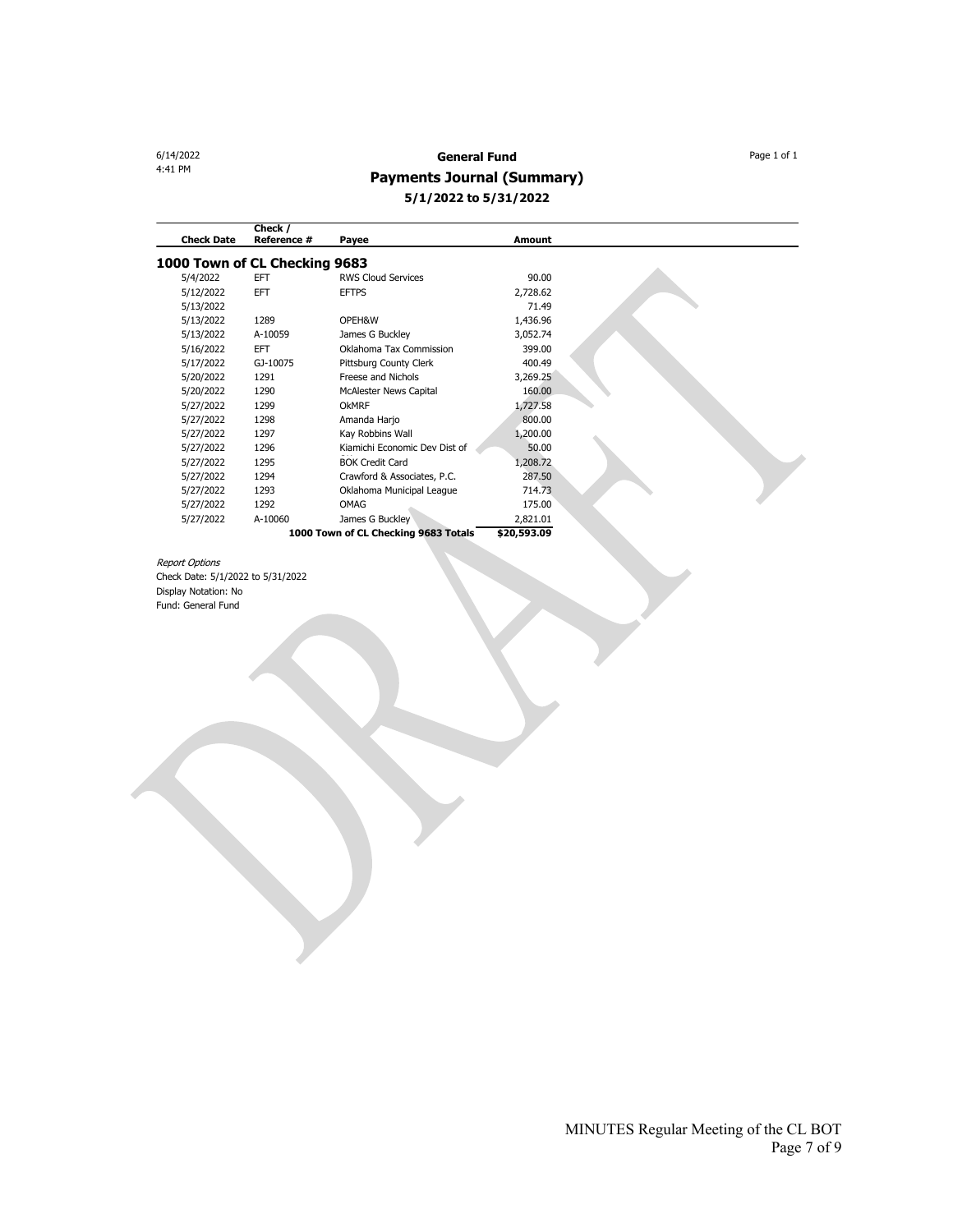6/14/2022
4:41 PM

# General Fund

## Payments Journal (Summary)

### 5/1/2022 to 5/31/2022

| Check Date | Check / Reference # | Payee | Amount |
|---|---|---|---|
| **1000 Town of CL Checking 9683** | | | |
| 5/4/2022 | EFT | RWS Cloud Services | 90.00 |
| 5/12/2022 | EFT | EFTPS | 2,728.62 |
| 5/13/2022 | | | 71.49 |
| 5/13/2022 | 1289 | OPEH&W | 1,436.96 |
| 5/13/2022 | A-10059 | James G Buckley | 3,052.74 |
| 5/16/2022 | EFT | Oklahoma Tax Commission | 399.00 |
| 5/17/2022 | GJ-10075 | Pittsburg County Clerk | 400.49 |
| 5/20/2022 | 1291 | Freese and Nichols | 3,269.25 |
| 5/20/2022 | 1290 | McAlester News Capital | 160.00 |
| 5/27/2022 | 1299 | OkMRF | 1,727.58 |
| 5/27/2022 | 1298 | Amanda Harjo | 800.00 |
| 5/27/2022 | 1297 | Kay Robbins Wall | 1,200.00 |
| 5/27/2022 | 1296 | Kiamichi Economic Dev Dist of | 50.00 |
| 5/27/2022 | 1295 | BOK Credit Card | 1,208.72 |
| 5/27/2022 | 1294 | Crawford & Associates, P.C. | 287.50 |
| 5/27/2022 | 1293 | Oklahoma Municipal League | 714.73 |
| 5/27/2022 | 1292 | OMAG | 175.00 |
| 5/27/2022 | A-10060 | James G Buckley | 2,821.01 |
| | | **1000 Town of CL Checking 9683 Totals** | **$20,593.09** |

*Report Options*

Check Date: 5/1/2022 to 5/31/2022

Display Notation: No

Fund: General Fund

DRAFT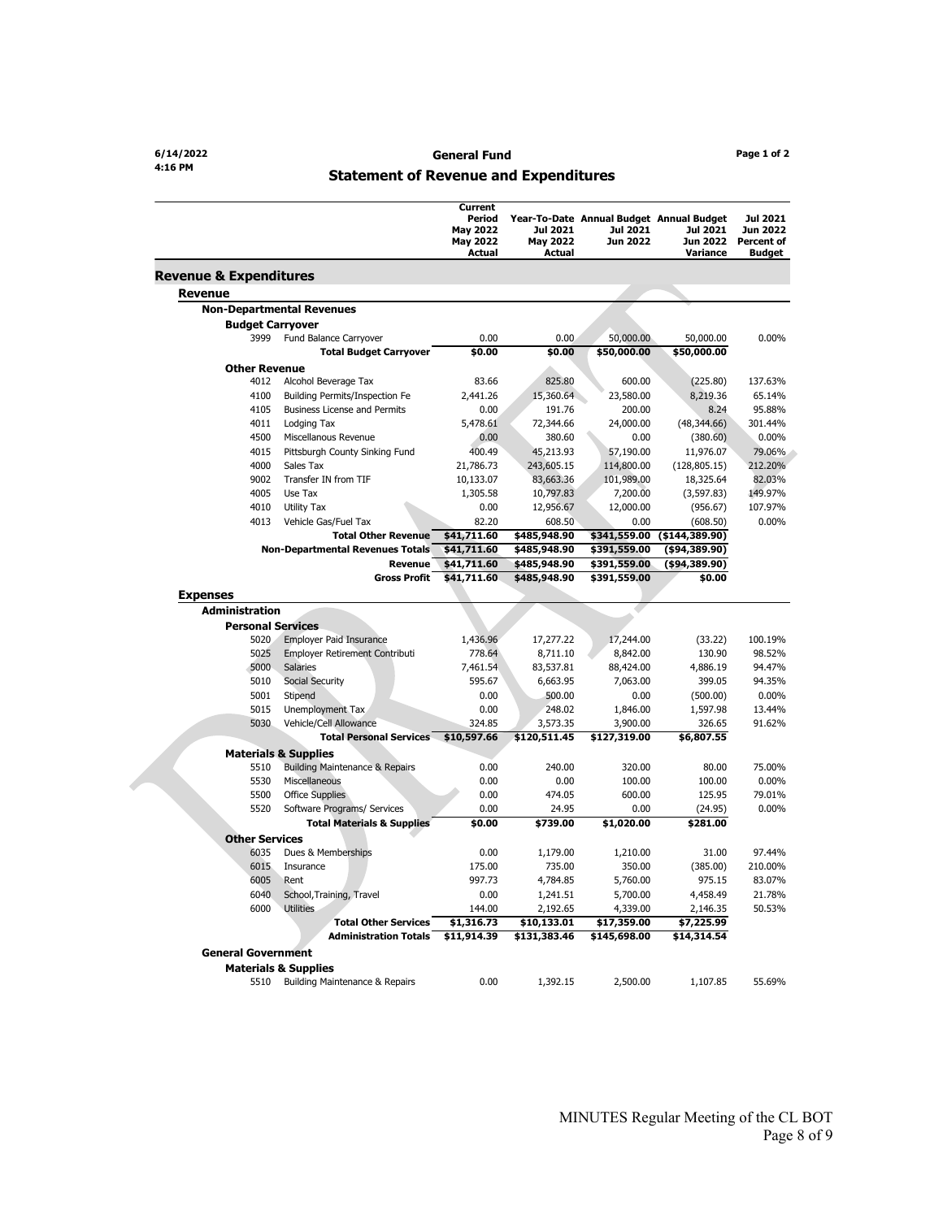6/14/2022
4:16 PM

# General Fund

## Statement of Revenue and Expenditures

| | | Current Period May 2022 May 2022 Actual | Year-To-Date Jul 2021 May 2022 Actual | Annual Budget Jul 2021 Jun 2022 | Annual Budget Jul 2021 Jun 2022 Variance | Jul 2021 Jun 2022 Percent of Budget |
|---|---|---|---|---|---|---|
| **Revenue & Expenditures** | | | | | | |
| **Revenue** | | | | | | |
| **Non-Departmental Revenues** | | | | | | |
| **Budget Carryover** | | | | | | |
| 3999 | Fund Balance Carryover | 0.00 | 0.00 | 50,000.00 | 50,000.00 | 0.00% |
| | **Total Budget Carryover** | **$0.00** | **$0.00** | **$50,000.00** | **$50,000.00** | |
| **Other Revenue** | | | | | | |
| 4012 | Alcohol Beverage Tax | 83.66 | 825.80 | 600.00 | (225.80) | 137.63% |
| 4100 | Building Permits/Inspection Fe | 2,441.26 | 15,360.64 | 23,580.00 | 8,219.36 | 65.14% |
| 4105 | Business License and Permits | 0.00 | 191.76 | 200.00 | 8.24 | 95.88% |
| 4011 | Lodging Tax | 5,478.61 | 72,344.66 | 24,000.00 | (48,344.66) | 301.44% |
| 4500 | Miscellanous Revenue | 0.00 | 380.60 | 0.00 | (380.60) | 0.00% |
| 4015 | Pittsburgh County Sinking Fund | 400.49 | 45,213.93 | 57,190.00 | 11,976.07 | 79.06% |
| 4000 | Sales Tax | 21,786.73 | 243,605.15 | 114,800.00 | (128,805.15) | 212.20% |
| 9002 | Transfer IN from TIF | 10,133.07 | 83,663.36 | 101,989.00 | 18,325.64 | 82.03% |
| 4005 | Use Tax | 1,305.58 | 10,797.83 | 7,200.00 | (3,597.83) | 149.97% |
| 4010 | Utility Tax | 0.00 | 12,956.67 | 12,000.00 | (956.67) | 107.97% |
| 4013 | Vehicle Gas/Fuel Tax | 82.20 | 608.50 | 0.00 | (608.50) | 0.00% |
| | **Total Other Revenue** | **$41,711.60** | **$485,948.90** | **$341,559.00** | **($144,389.90)** | |
| | **Non-Departmental Revenues Totals** | **$41,711.60** | **$485,948.90** | **$391,559.00** | **($94,389.90)** | |
| | **Revenue** | **$41,711.60** | **$485,948.90** | **$391,559.00** | **($94,389.90)** | |
| | **Gross Profit** | **$41,711.60** | **$485,948.90** | **$391,559.00** | **$0.00** | |
| **Expenses** | | | | | | |
| **Administration** | | | | | | |
| **Personal Services** | | | | | | |
| 5020 | Employer Paid Insurance | 1,436.96 | 17,277.22 | 17,244.00 | (33.22) | 100.19% |
| 5025 | Employer Retirement Contributi | 778.64 | 8,711.10 | 8,842.00 | 130.90 | 98.52% |
| 5000 | Salaries | 7,461.54 | 83,537.81 | 88,424.00 | 4,886.19 | 94.47% |
| 5010 | Social Security | 595.67 | 6,663.95 | 7,063.00 | 399.05 | 94.35% |
| 5001 | Stipend | 0.00 | 500.00 | 0.00 | (500.00) | 0.00% |
| 5015 | Unemployment Tax | 0.00 | 248.02 | 1,846.00 | 1,597.98 | 13.44% |
| 5030 | Vehicle/Cell Allowance | 324.85 | 3,573.35 | 3,900.00 | 326.65 | 91.62% |
| | **Total Personal Services** | **$10,597.66** | **$120,511.45** | **$127,319.00** | **$6,807.55** | |
| **Materials & Supplies** | | | | | | |
| 5510 | Building Maintenance & Repairs | 0.00 | 240.00 | 320.00 | 80.00 | 75.00% |
| 5530 | Miscellaneous | 0.00 | 0.00 | 100.00 | 100.00 | 0.00% |
| 5500 | Office Supplies | 0.00 | 474.05 | 600.00 | 125.95 | 79.01% |
| 5520 | Software Programs/ Services | 0.00 | 24.95 | 0.00 | (24.95) | 0.00% |
| | **Total Materials & Supplies** | **$0.00** | **$739.00** | **$1,020.00** | **$281.00** | |
| **Other Services** | | | | | | |
| 6035 | Dues & Memberships | 0.00 | 1,179.00 | 1,210.00 | 31.00 | 97.44% |
| 6015 | Insurance | 175.00 | 735.00 | 350.00 | (385.00) | 210.00% |
| 6005 | Rent | 997.73 | 4,784.85 | 5,760.00 | 975.15 | 83.07% |
| 6040 | School,Training, Travel | 0.00 | 1,241.51 | 5,700.00 | 4,458.49 | 21.78% |
| 6000 | Utilities | 144.00 | 2,192.65 | 4,339.00 | 2,146.35 | 50.53% |
| | **Total Other Services** | **$1,316.73** | **$10,133.01** | **$17,359.00** | **$7,225.99** | |
| | **Administration Totals** | **$11,914.39** | **$131,383.46** | **$145,698.00** | **$14,314.54** | |
| **General Government** | | | | | | |
| **Materials & Supplies** | | | | | | |
| 5510 | Building Maintenance & Repairs | 0.00 | 1,392.15 | 2,500.00 | 1,107.85 | 55.69% |

MINUTES Regular Meeting of the CL BOT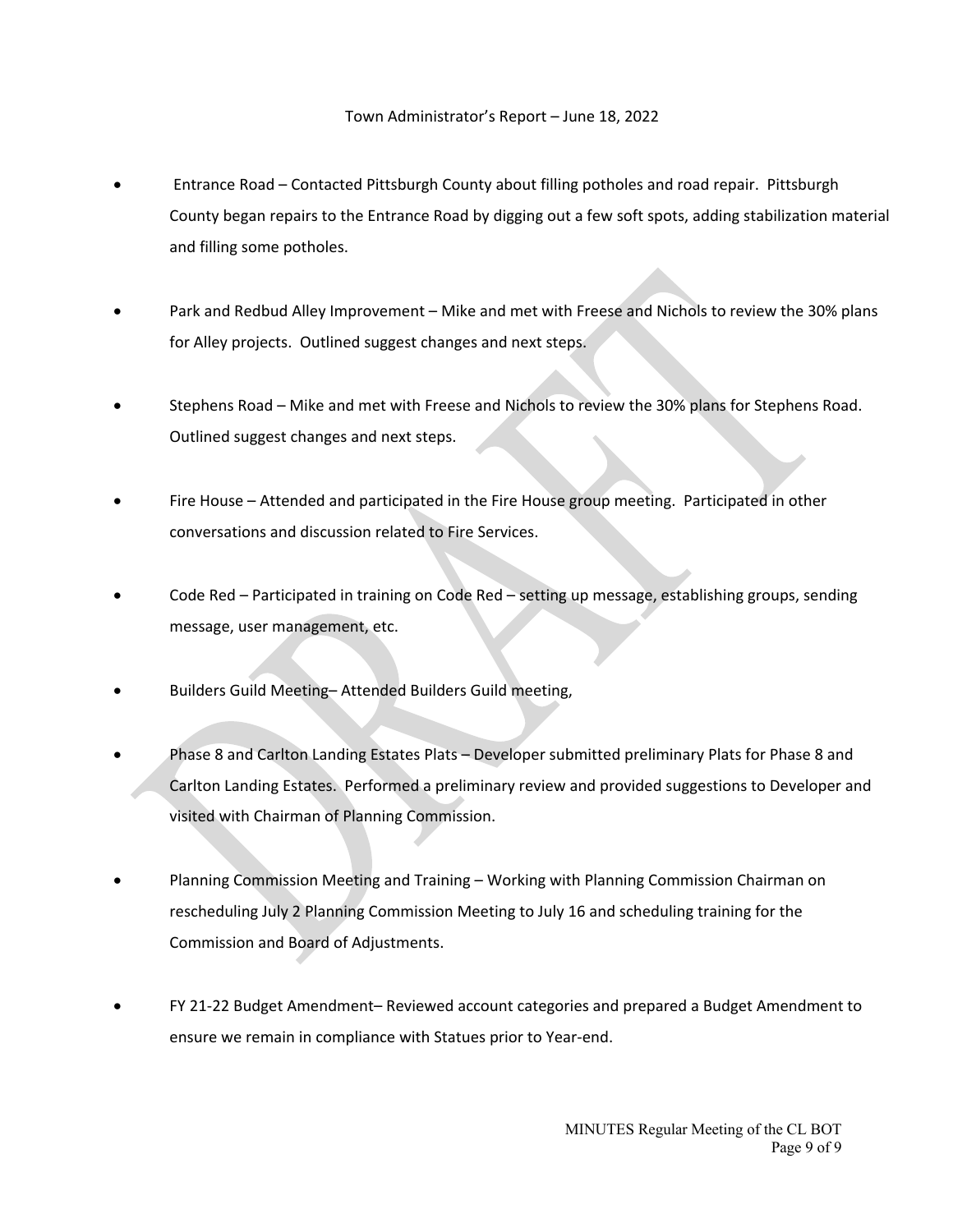Town Administrator's Report – June 18, 2022

- Entrance Road – Contacted Pittsburgh County about filling potholes and road repair. Pittsburgh County began repairs to the Entrance Road by digging out a few soft spots, adding stabilization material and filling some potholes.

- Park and Redbud Alley Improvement – Mike and met with Freese and Nichols to review the 30% plans for Alley projects. Outlined suggest changes and next steps.

- Stephens Road – Mike and met with Freese and Nichols to review the 30% plans for Stephens Road. Outlined suggest changes and next steps.

- Fire House – Attended and participated in the Fire House group meeting. Participated in other conversations and discussion related to Fire Services.

- Code Red – Participated in training on Code Red – setting up message, establishing groups, sending message, user management, etc.

- Builders Guild Meeting– Attended Builders Guild meeting,

- Phase 8 and Carlton Landing Estates Plats – Developer submitted preliminary Plats for Phase 8 and Carlton Landing Estates. Performed a preliminary review and provided suggestions to Developer and visited with Chairman of Planning Commission.

- Planning Commission Meeting and Training – Working with Planning Commission Chairman on rescheduling July 2 Planning Commission Meeting to July 16 and scheduling training for the Commission and Board of Adjustments.

- FY 21-22 Budget Amendment– Reviewed account categories and prepared a Budget Amendment to ensure we remain in compliance with Statues prior to Year-end.